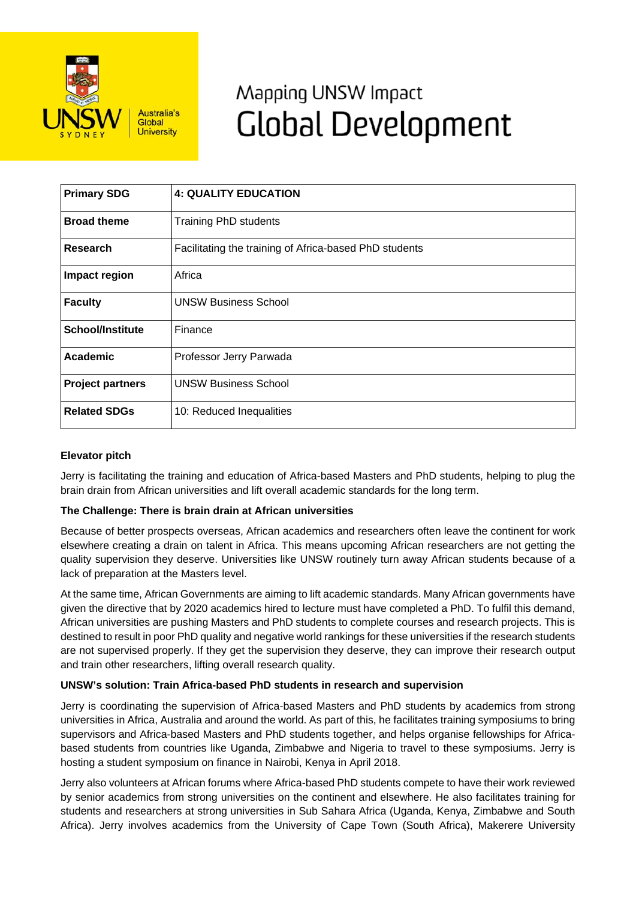# Mapping UNSW Impact
# Global Development

| **Primary SDG** | **4: QUALITY EDUCATION** |
|---|---|
| **Broad theme** | Training PhD students |
| **Research** | Facilitating the training of Africa-based PhD students |
| **Impact region** | Africa |
| **Faculty** | UNSW Business School |
| **School/Institute** | Finance |
| **Academic** | Professor Jerry Parwada |
| **Project partners** | UNSW Business School |
| **Related SDGs** | 10: Reduced Inequalities |

**Elevator pitch**

Jerry is facilitating the training and education of Africa-based Masters and PhD students, helping to plug the brain drain from African universities and lift overall academic standards for the long term.

**The Challenge: There is brain drain at African universities**

Because of better prospects overseas, African academics and researchers often leave the continent for work elsewhere creating a drain on talent in Africa. This means upcoming African researchers are not getting the quality supervision they deserve. Universities like UNSW routinely turn away African students because of a lack of preparation at the Masters level.

At the same time, African Governments are aiming to lift academic standards. Many African governments have given the directive that by 2020 academics hired to lecture must have completed a PhD. To fulfil this demand, African universities are pushing Masters and PhD students to complete courses and research projects. This is destined to result in poor PhD quality and negative world rankings for these universities if the research students are not supervised properly. If they get the supervision they deserve, they can improve their research output and train other researchers, lifting overall research quality.

**UNSW's solution: Train Africa-based PhD students in research and supervision**

Jerry is coordinating the supervision of Africa-based Masters and PhD students by academics from strong universities in Africa, Australia and around the world. As part of this, he facilitates training symposiums to bring supervisors and Africa-based Masters and PhD students together, and helps organise fellowships for Africa-based students from countries like Uganda, Zimbabwe and Nigeria to travel to these symposiums. Jerry is hosting a student symposium on finance in Nairobi, Kenya in April 2018.

Jerry also volunteers at African forums where Africa-based PhD students compete to have their work reviewed by senior academics from strong universities on the continent and elsewhere. He also facilitates training for students and researchers at strong universities in Sub Sahara Africa (Uganda, Kenya, Zimbabwe and South Africa). Jerry involves academics from the University of Cape Town (South Africa), Makerere University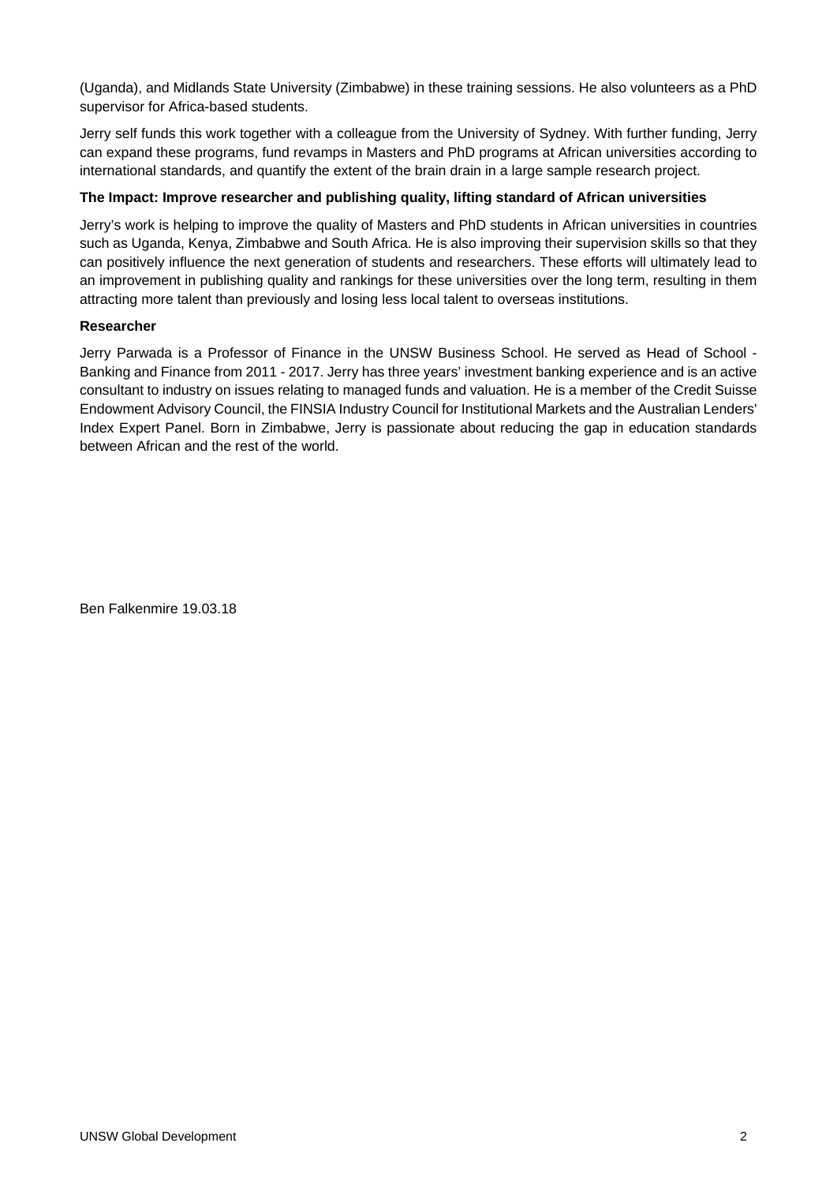(Uganda), and Midlands State University (Zimbabwe) in these training sessions. He also volunteers as a PhD supervisor for Africa-based students.

Jerry self funds this work together with a colleague from the University of Sydney. With further funding, Jerry can expand these programs, fund revamps in Masters and PhD programs at African universities according to international standards, and quantify the extent of the brain drain in a large sample research project.

**The Impact: Improve researcher and publishing quality, lifting standard of African universities**

Jerry's work is helping to improve the quality of Masters and PhD students in African universities in countries such as Uganda, Kenya, Zimbabwe and South Africa. He is also improving their supervision skills so that they can positively influence the next generation of students and researchers. These efforts will ultimately lead to an improvement in publishing quality and rankings for these universities over the long term, resulting in them attracting more talent than previously and losing less local talent to overseas institutions.

**Researcher**

Jerry Parwada is a Professor of Finance in the UNSW Business School. He served as Head of School - Banking and Finance from 2011 - 2017. Jerry has three years' investment banking experience and is an active consultant to industry on issues relating to managed funds and valuation. He is a member of the Credit Suisse Endowment Advisory Council, the FINSIA Industry Council for Institutional Markets and the Australian Lenders' Index Expert Panel. Born in Zimbabwe, Jerry is passionate about reducing the gap in education standards between African and the rest of the world.

Ben Falkenmire 19.03.18